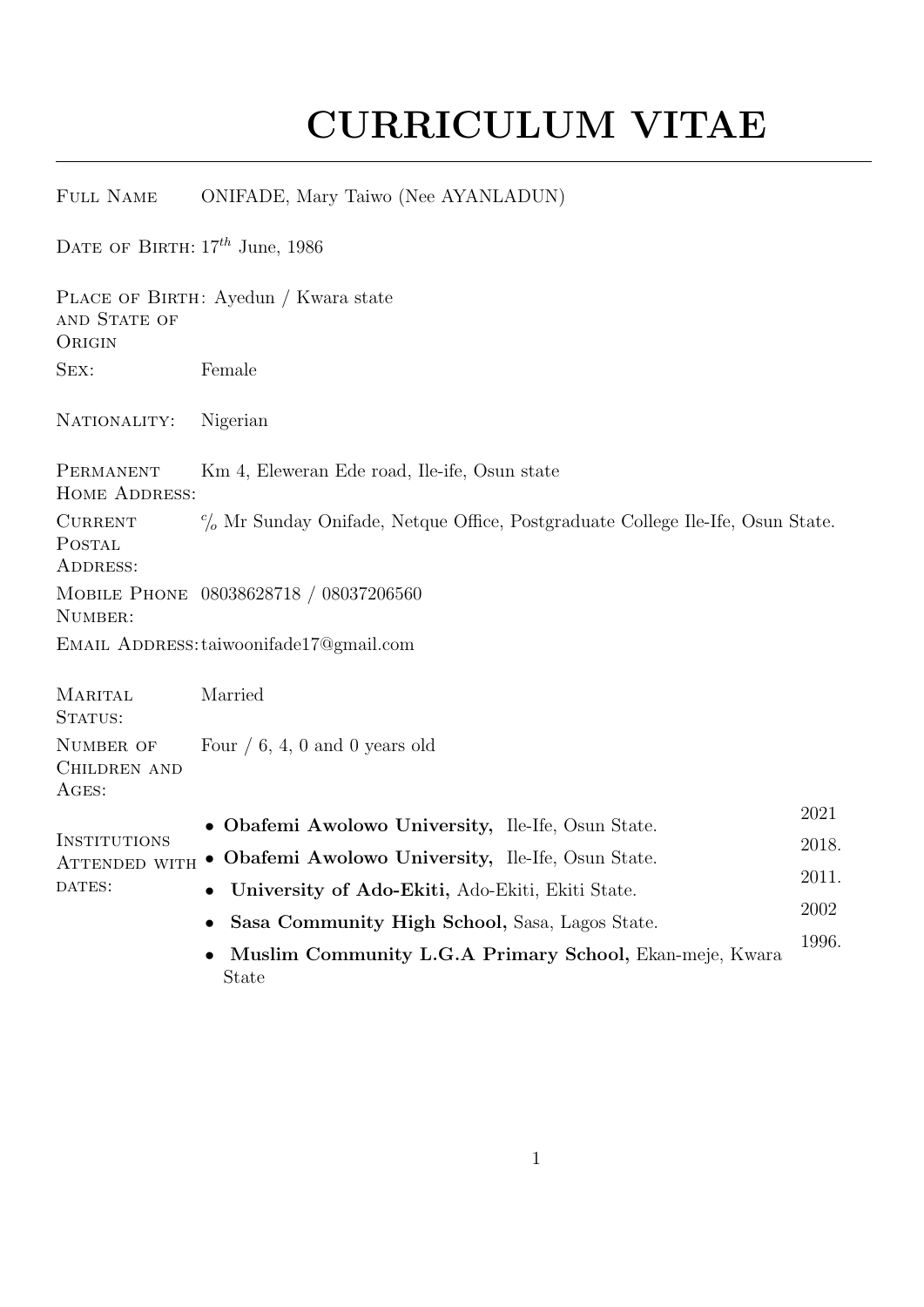# CURRICULUM VITAE

| | |
|---|---|
| Full Name | ONIFADE, Mary Taiwo (Nee AYANLADUN) |
| Date of Birth: | $17^{th}$ June, 1986 |
| Place of Birth and State of Origin: | Ayedun / Kwara state |
| Sex: | Female |
| Nationality: | Nigerian |
| Permanent Home Address: | Km 4, Eleweran Ede road, Ile-ife, Osun state |
| Current Postal Address: | c/o Mr Sunday Onifade, Netque Office, Postgraduate College Ile-Ife, Osun State. |
| Mobile Phone Number: | 08038628718 / 08037206560 |
| Email Address: | taiwoonifade17@gmail.com |
| Marital Status: | Married |
| Number of Children and Ages: | Four / 6, 4, 0 and 0 years old |

**Institutions Attended with dates:**

- **Obafemi Awolowo University,** Ile-Ife, Osun State. — 2021
- **Obafemi Awolowo University,** Ile-Ife, Osun State. — 2018.
- **University of Ado-Ekiti,** Ado-Ekiti, Ekiti State. — 2011.
- **Sasa Community High School,** Sasa, Lagos State. — 2002
- **Muslim Community L.G.A Primary School,** Ekan-meje, Kwara State — 1996.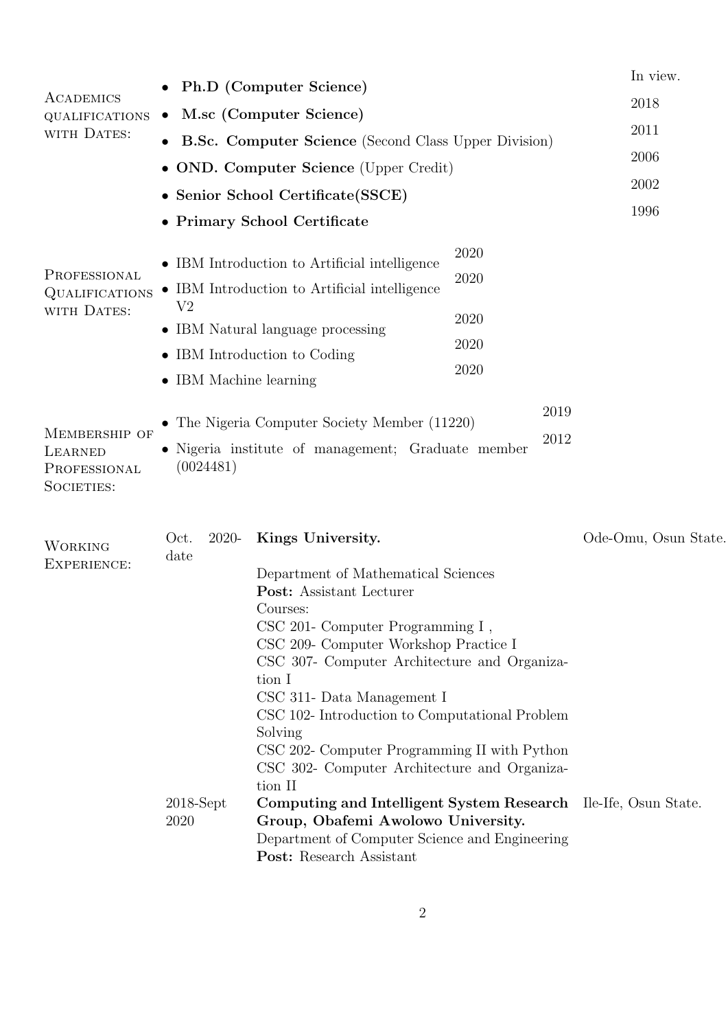## Academics qualifications with Dates:

- **Ph.D (Computer Science)** — In view.
- **M.sc (Computer Science)** — 2018
- **B.Sc. Computer Science** (Second Class Upper Division) — 2011
- **OND. Computer Science** (Upper Credit) — 2006
- **Senior School Certificate(SSCE)** — 2002
- **Primary School Certificate** — 1996

## Professional Qualifications with Dates:

- IBM Introduction to Artificial intelligence — 2020
- IBM Introduction to Artificial intelligence V2 — 2020
- IBM Natural language processing — 2020
- IBM Introduction to Coding — 2020
- IBM Machine learning — 2020

## Membership of Learned Professional Societies:

- The Nigeria Computer Society Member (11220) — 2019
- Nigeria institute of management; Graduate member (0024481) — 2012

## Working Experience:

**Oct. 2020-date** — **Kings University.** — Ode-Omu, Osun State.

Department of Mathematical Sciences
**Post:** Assistant Lecturer
Courses:
CSC 201- Computer Programming I ,
CSC 209- Computer Workshop Practice I
CSC 307- Computer Architecture and Organization I
CSC 311- Data Management I
CSC 102- Introduction to Computational Problem Solving
CSC 202- Computer Programming II with Python
CSC 302- Computer Architecture and Organization II

**2018-Sept 2020** — **Computing and Intelligent System Research Group, Obafemi Awolowo University.** — Ile-Ife, Osun State.

Department of Computer Science and Engineering
**Post:** Research Assistant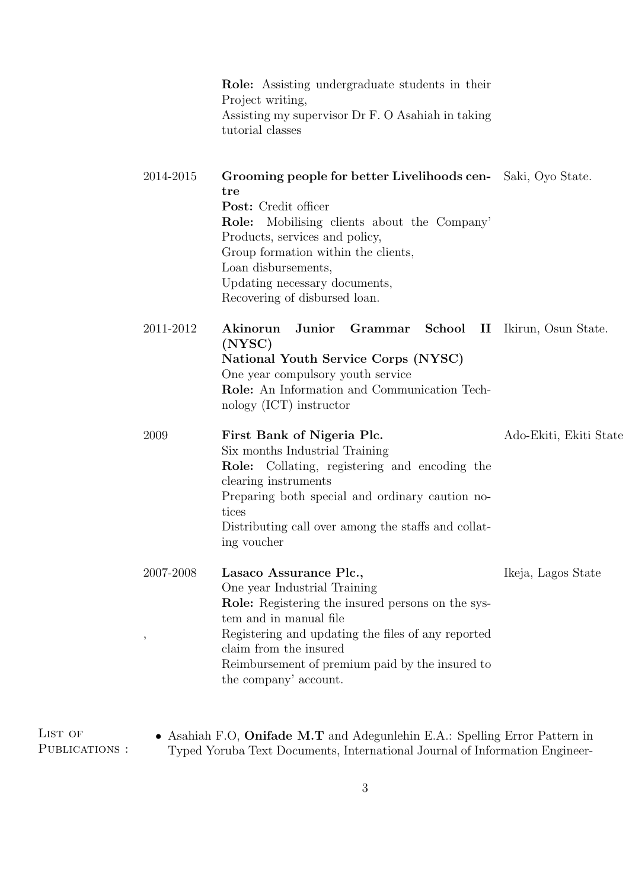**Role:** Assisting undergraduate students in their Project writing,
Assisting my supervisor Dr F. O Asahiah in taking tutorial classes

**2014-2015** — **Grooming people for better Livelihoods centre** — Saki, Oyo State.
**Post:** Credit officer
**Role:** Mobilising clients about the Company' Products, services and policy,
Group formation within the clients,
Loan disbursements,
Updating necessary documents,
Recovering of disbursed loan.

**2011-2012** — **Akinorun Junior Grammar School II (NYSC)** — Ikirun, Osun State.
**National Youth Service Corps (NYSC)**
One year compulsory youth service
**Role:** An Information and Communication Technology (ICT) instructor

**2009** — **First Bank of Nigeria Plc.** — Ado-Ekiti, Ekiti State
Six months Industrial Training
**Role:** Collating, registering and encoding the clearing instruments
Preparing both special and ordinary caution notices
Distributing call over among the staffs and collating voucher

**2007-2008** — **Lasaco Assurance Plc.,** — Ikeja, Lagos State
One year Industrial Training
**Role:** Registering the insured persons on the system and in manual file
,
Registering and updating the files of any reported claim from the insured
Reimbursement of premium paid by the insured to the company' account.

**List of Publications :**

- Asahiah F.O, **Onifade M.T** and Adegunlehin E.A.: Spelling Error Pattern in Typed Yoruba Text Documents, International Journal of Information Engineer-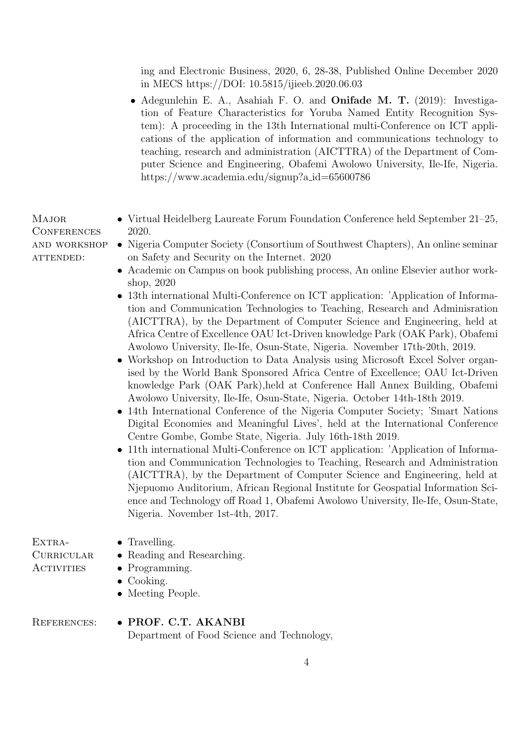ing and Electronic Business, 2020, 6, 28-38, Published Online December 2020 in MECS https://DOI: 10.5815/ijieeb.2020.06.03

- Adegunlehin E. A., Asahiah F. O. and **Onifade M. T.** (2019): Investigation of Feature Characteristics for Yoruba Named Entity Recognition System): A proceeding in the 13th International multi-Conference on ICT applications of the application of information and communications technology to teaching, research and administration (AICTTRA) of the Department of Computer Science and Engineering, Obafemi Awolowo University, Ile-Ife, Nigeria. https://www.academia.edu/signup?a_id=65600786

## Major Conferences and workshop attended:

- Virtual Heidelberg Laureate Forum Foundation Conference held September 21–25, 2020.
- Nigeria Computer Society (Consortium of Southwest Chapters), An online seminar on Safety and Security on the Internet. 2020
- Academic on Campus on book publishing process, An online Elsevier author workshop, 2020
- 13th international Multi-Conference on ICT application: 'Application of Information and Communication Technologies to Teaching, Research and Adminisration (AICTTRA), by the Department of Computer Science and Engineering, held at Africa Centre of Excellence OAU Ict-Driven knowledge Park (OAK Park), Obafemi Awolowo University, Ile-Ife, Osun-State, Nigeria. November 17th-20th, 2019.
- Workshop on Introduction to Data Analysis using Microsoft Excel Solver organised by the World Bank Sponsored Africa Centre of Excellence; OAU Ict-Driven knowledge Park (OAK Park),held at Conference Hall Annex Building, Obafemi Awolowo University, Ile-Ife, Osun-State, Nigeria. October 14th-18th 2019.
- 14th International Conference of the Nigeria Computer Society; 'Smart Nations Digital Economies and Meaningful Lives', held at the International Conference Centre Gombe, Gombe State, Nigeria. July 16th-18th 2019.
- 11th international Multi-Conference on ICT application: 'Application of Information and Communication Technologies to Teaching, Research and Administration (AICTTRA), by the Department of Computer Science and Engineering, held at Njepuomo Auditorium, African Regional Institute for Geospatial Information Science and Technology off Road 1, Obafemi Awolowo University, Ile-Ife, Osun-State, Nigeria. November 1st-4th, 2017.

## Extra-Curricular Activities

- Travelling.
- Reading and Researching.
- Programming.
- Cooking.
- Meeting People.

## References:

- **PROF. C.T. AKANBI**
  Department of Food Science and Technology,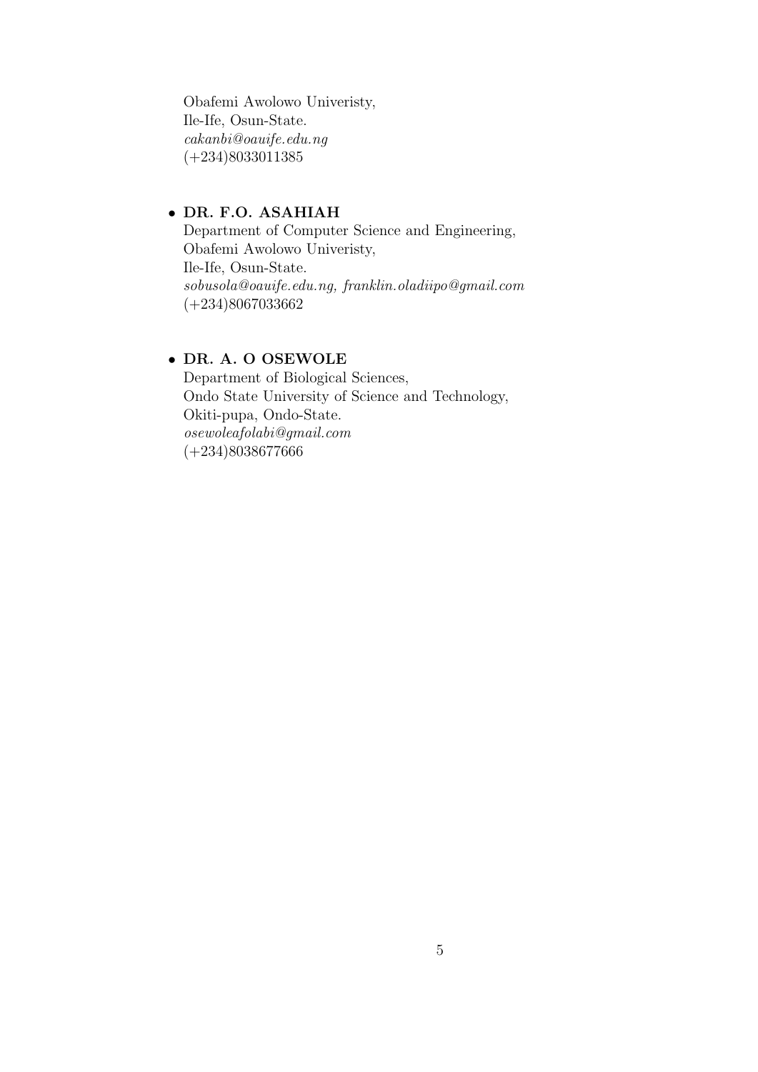Obafemi Awolowo Univeristy,
Ile-Ife, Osun-State.
*cakanbi@oauife.edu.ng*
(+234)8033011385

- **DR. F.O. ASAHIAH**
  Department of Computer Science and Engineering,
  Obafemi Awolowo Univeristy,
  Ile-Ife, Osun-State.
  *sobusola@oauife.edu.ng, franklin.oladiipo@gmail.com*
  (+234)8067033662

- **DR. A. O OSEWOLE**
  Department of Biological Sciences,
  Ondo State University of Science and Technology,
  Okiti-pupa, Ondo-State.
  *osewoleafolabi@gmail.com*
  (+234)8038677666